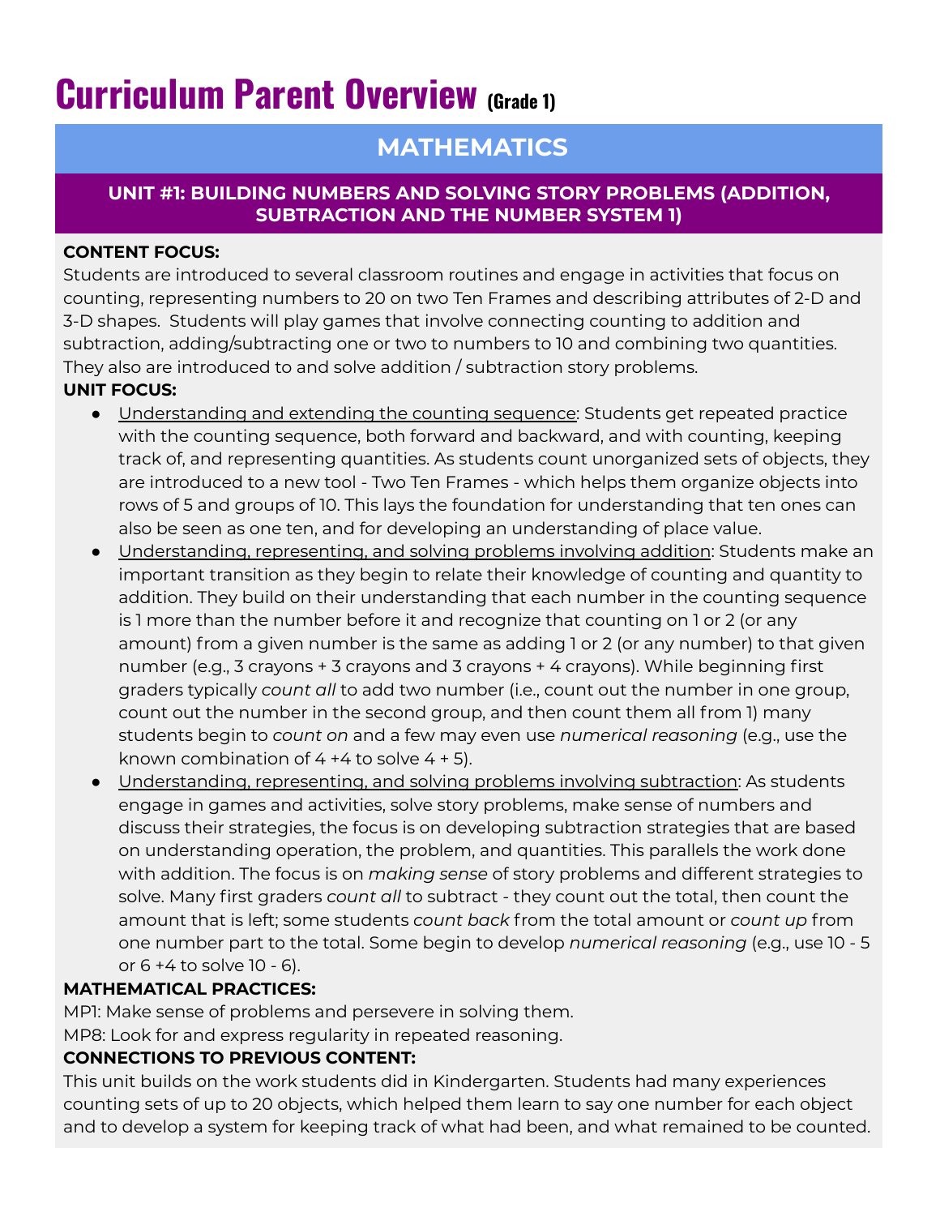# Curriculum Parent Overview (Grade 1)

## MATHEMATICS

### UNIT #1: BUILDING NUMBERS AND SOLVING STORY PROBLEMS (ADDITION, SUBTRACTION AND THE NUMBER SYSTEM 1)

**CONTENT FOCUS:**
Students are introduced to several classroom routines and engage in activities that focus on counting, representing numbers to 20 on two Ten Frames and describing attributes of 2-D and 3-D shapes. Students will play games that involve connecting counting to addition and subtraction, adding/subtracting one or two to numbers to 10 and combining two quantities. They also are introduced to and solve addition / subtraction story problems.

**UNIT FOCUS:**

- <u>Understanding and extending the counting sequence</u>: Students get repeated practice with the counting sequence, both forward and backward, and with counting, keeping track of, and representing quantities. As students count unorganized sets of objects, they are introduced to a new tool - Two Ten Frames - which helps them organize objects into rows of 5 and groups of 10. This lays the foundation for understanding that ten ones can also be seen as one ten, and for developing an understanding of place value.
- <u>Understanding, representing, and solving problems involving addition</u>: Students make an important transition as they begin to relate their knowledge of counting and quantity to addition. They build on their understanding that each number in the counting sequence is 1 more than the number before it and recognize that counting on 1 or 2 (or any amount) from a given number is the same as adding 1 or 2 (or any number) to that given number (e.g., 3 crayons + 3 crayons and 3 crayons + 4 crayons). While beginning first graders typically *count all* to add two number (i.e., count out the number in one group, count out the number in the second group, and then count them all from 1) many students begin to *count on* and a few may even use *numerical reasoning* (e.g., use the known combination of 4 +4 to solve 4 + 5).
- <u>Understanding, representing, and solving problems involving subtraction</u>: As students engage in games and activities, solve story problems, make sense of numbers and discuss their strategies, the focus is on developing subtraction strategies that are based on understanding operation, the problem, and quantities. This parallels the work done with addition. The focus is on *making sense* of story problems and different strategies to solve. Many first graders *count all* to subtract - they count out the total, then count the amount that is left; some students *count back* from the total amount or *count up* from one number part to the total. Some begin to develop *numerical reasoning* (e.g., use 10 - 5 or 6 +4 to solve 10 - 6).

**MATHEMATICAL PRACTICES:**
MP1: Make sense of problems and persevere in solving them.
MP8: Look for and express regularity in repeated reasoning.

**CONNECTIONS TO PREVIOUS CONTENT:**
This unit builds on the work students did in Kindergarten. Students had many experiences counting sets of up to 20 objects, which helped them learn to say one number for each object and to develop a system for keeping track of what had been, and what remained to be counted.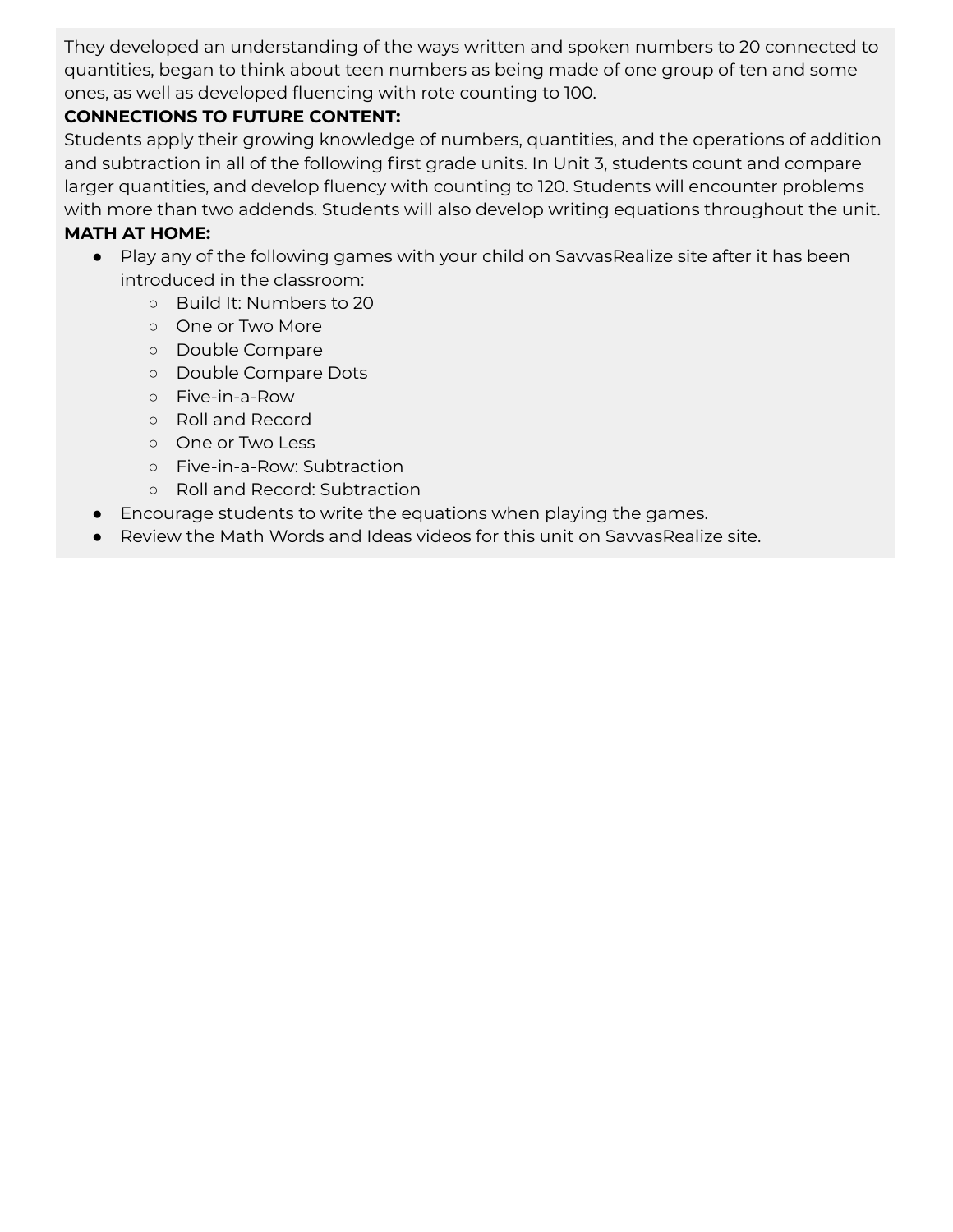They developed an understanding of the ways written and spoken numbers to 20 connected to quantities, began to think about teen numbers as being made of one group of ten and some ones, as well as developed fluencing with rote counting to 100.

**CONNECTIONS TO FUTURE CONTENT:**

Students apply their growing knowledge of numbers, quantities, and the operations of addition and subtraction in all of the following first grade units. In Unit 3, students count and compare larger quantities, and develop fluency with counting to 120. Students will encounter problems with more than two addends. Students will also develop writing equations throughout the unit.

**MATH AT HOME:**

- Play any of the following games with your child on SavvasRealize site after it has been introduced in the classroom:
  - Build It: Numbers to 20
  - One or Two More
  - Double Compare
  - Double Compare Dots
  - Five-in-a-Row
  - Roll and Record
  - One or Two Less
  - Five-in-a-Row: Subtraction
  - Roll and Record: Subtraction
- Encourage students to write the equations when playing the games.
- Review the Math Words and Ideas videos for this unit on SavvasRealize site.